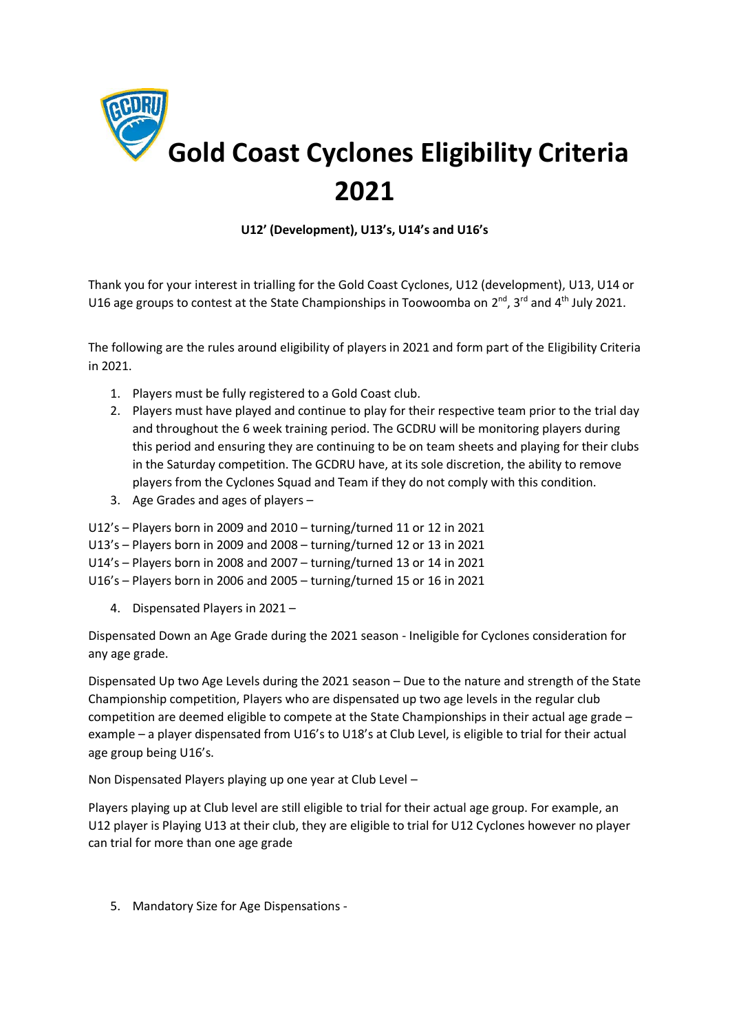# Gold Coast Cyclones Eligibility Criteria 2021

**U12' (Development), U13's, U14's and U16's**

Thank you for your interest in trialling for the Gold Coast Cyclones, U12 (development), U13, U14 or U16 age groups to contest at the State Championships in Toowoomba on 2nd, 3rd and 4th July 2021.

The following are the rules around eligibility of players in 2021 and form part of the Eligibility Criteria in 2021.

1. Players must be fully registered to a Gold Coast club.
2. Players must have played and continue to play for their respective team prior to the trial day and throughout the 6 week training period. The GCDRU will be monitoring players during this period and ensuring they are continuing to be on team sheets and playing for their clubs in the Saturday competition. The GCDRU have, at its sole discretion, the ability to remove players from the Cyclones Squad and Team if they do not comply with this condition.
3. Age Grades and ages of players –

U12's – Players born in 2009 and 2010 – turning/turned 11 or 12 in 2021
U13's – Players born in 2009 and 2008 – turning/turned 12 or 13 in 2021
U14's – Players born in 2008 and 2007 – turning/turned 13 or 14 in 2021
U16's – Players born in 2006 and 2005 – turning/turned 15 or 16 in 2021

4. Dispensated Players in 2021 –

Dispensated Down an Age Grade during the 2021 season - Ineligible for Cyclones consideration for any age grade.

Dispensated Up two Age Levels during the 2021 season – Due to the nature and strength of the State Championship competition, Players who are dispensated up two age levels in the regular club competition are deemed eligible to compete at the State Championships in their actual age grade – example – a player dispensated from U16's to U18's at Club Level, is eligible to trial for their actual age group being U16's.

Non Dispensated Players playing up one year at Club Level –

Players playing up at Club level are still eligible to trial for their actual age group. For example, an U12 player is Playing U13 at their club, they are eligible to trial for U12 Cyclones however no player can trial for more than one age grade

5. Mandatory Size for Age Dispensations -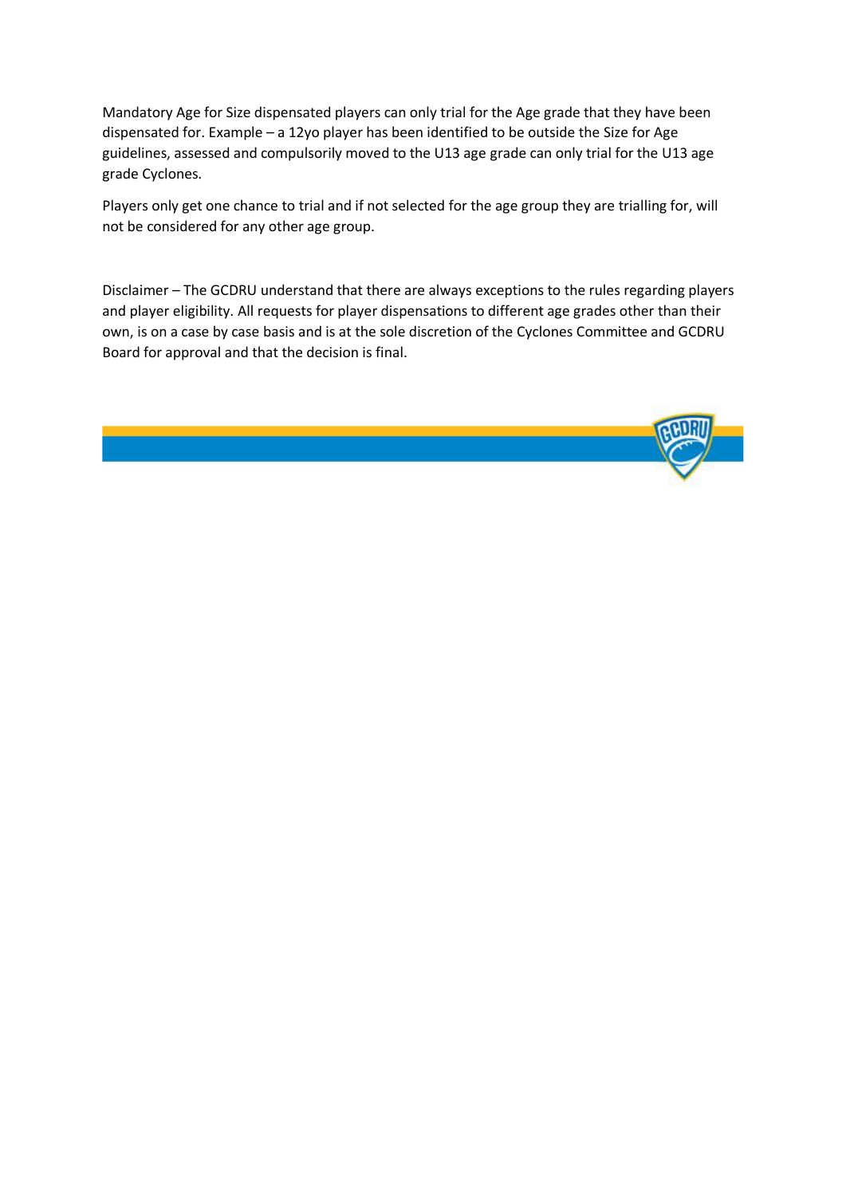Mandatory Age for Size dispensated players can only trial for the Age grade that they have been dispensated for. Example – a 12yo player has been identified to be outside the Size for Age guidelines, assessed and compulsorily moved to the U13 age grade can only trial for the U13 age grade Cyclones.

Players only get one chance to trial and if not selected for the age group they are trialling for, will not be considered for any other age group.

Disclaimer – The GCDRU understand that there are always exceptions to the rules regarding players and player eligibility. All requests for player dispensations to different age grades other than their own, is on a case by case basis and is at the sole discretion of the Cyclones Committee and GCDRU Board for approval and that the decision is final.